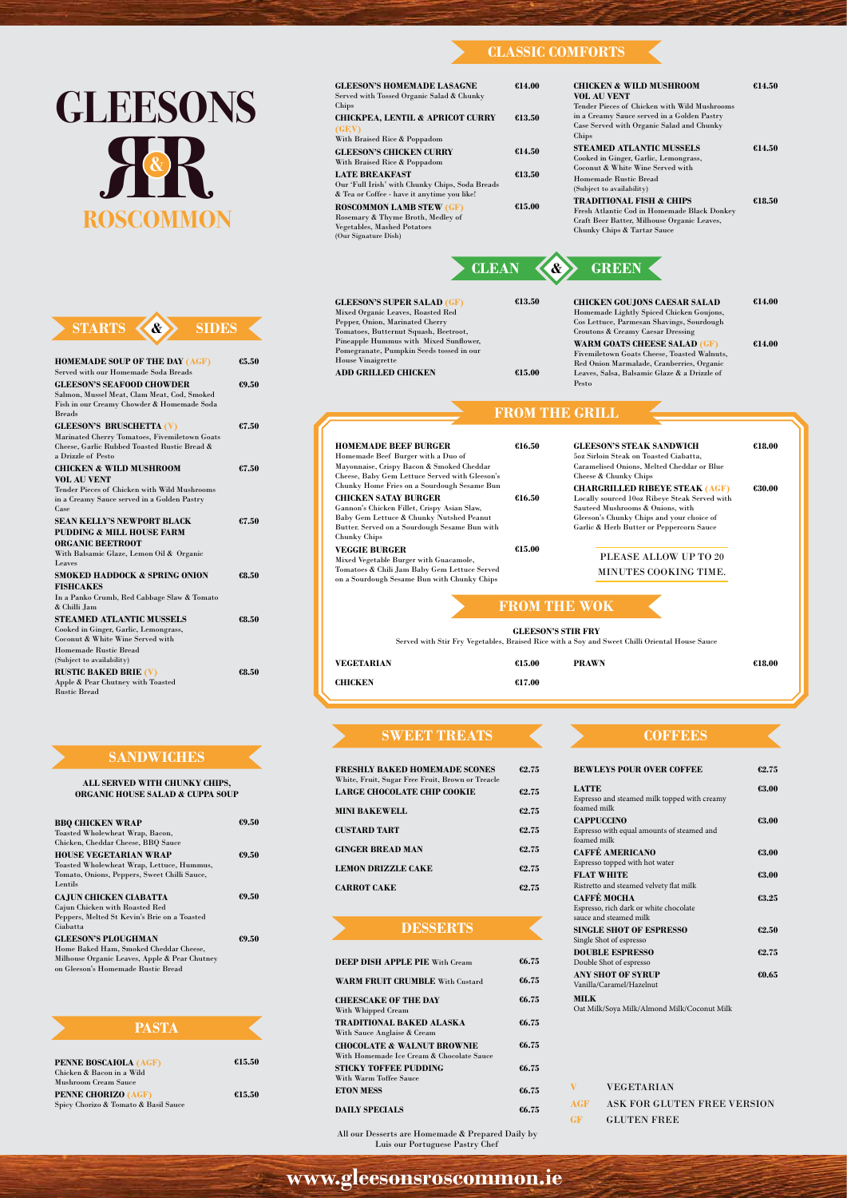# GLEESONS

# ROSCOMMON

## CLASSIC COMFORTS

**GLEESON'S HOMEMADE LASAGNE** €14.00
Served with Tossed Organic Salad & Chunky Chips

**CHICKPEA, LENTIL & APRICOT CURRY (GF,V)** €13.50
With Braised Rice & Poppadom

**GLEESON'S CHICKEN CURRY** €14.50
With Braised Rice & Poppadom

**LATE BREAKFAST** €13.50
Our 'Full Irish' with Chunky Chips, Soda Breads & Tea or Coffee - have it anytime you like!

**ROSCOMMON LAMB STEW (GF)** €15.00
Rosemary & Thyme Broth, Medley of Vegetables, Mashed Potatoes
(Our Signature Dish)

**CHICKEN & WILD MUSHROOM VOL AU VENT** €14.50
Tender Pieces of Chicken with Wild Mushrooms in a Creamy Sauce served in a Golden Pastry Case Served with Organic Salad and Chunky Chips

**STEAMED ATLANTIC MUSSELS** €14.50
Cooked in Ginger, Garlic, Lemongrass, Coconut & White Wine Served with Homemade Rustic Bread
(Subject to availability)

**TRADITIONAL FISH & CHIPS** €18.50
Fresh Atlantic Cod in Homemade Black Donkey Craft Beer Batter, Milhouse Organic Leaves, Chunky Chips & Tartar Sauce

## STARTS & SIDES

**HOMEMADE SOUP OF THE DAY (AGF)** €5.50
Served with our Homemade Soda Breads

**GLEESON'S SEAFOOD CHOWDER** €9.50
Salmon, Mussel Meat, Clam Meat, Cod, Smoked Fish in our Creamy Chowder & Homemade Soda Breads

**GLEESON'S BRUSCHETTA (V)** €7.50
Marinated Cherry Tomatoes, Fivemiletown Goats Cheese, Garlic Rubbed Toasted Rustic Bread & a Drizzle of Pesto

**CHICKEN & WILD MUSHROOM VOL AU VENT** €7.50
Tender Pieces of Chicken with Wild Mushrooms in a Creamy Sauce served in a Golden Pastry Case

**SEAN KELLY'S NEWPORT BLACK PUDDING & MILL HOUSE FARM ORGANIC BEETROOT** €7.50
With Balsamic Glaze, Lemon Oil & Organic Leaves

**SMOKED HADDOCK & SPRING ONION FISHCAKES** €8.50
In a Panko Crumb, Red Cabbage Slaw & Tomato & Chilli Jam

**STEAMED ATLANTIC MUSSELS** €8.50
Cooked in Ginger, Garlic, Lemongrass, Coconut & White Wine Served with Homemade Rustic Bread
(Subject to availability)

**RUSTIC BAKED BRIE (V)** €8.50
Apple & Pear Chutney with Toasted Rustic Bread

## CLEAN & GREEN

**GLEESON'S SUPER SALAD (GF)** €13.50
Mixed Organic Leaves, Roasted Red Pepper, Onion, Marinated Cherry Tomatoes, Butternut Squash, Beetroot, Pineapple Hummus with Mixed Sunflower, Pomegranate, Pumpkin Seeds tossed in our House Vinaigrette

**ADD GRILLED CHICKEN** €15.00

**CHICKEN GOUJONS CAESAR SALAD** €14.00
Homemade Lightly Spiced Chicken Goujons, Cos Lettuce, Parmesan Shavings, Sourdough Croutons & Creamy Caesar Dressing

**WARM GOATS CHEESE SALAD (GF)** €14.00
Fivemiletown Goats Cheese, Toasted Walnuts, Red Onion Marmalade, Cranberries, Organic Leaves, Salsa, Balsamic Glaze & a Drizzle of Pesto

## FROM THE GRILL

**HOMEMADE BEEF BURGER** €16.50
Homemade Beef Burger with a Duo of Mayonnaise, Crispy Bacon & Smoked Cheddar Cheese, Baby Gem Lettuce Served with Gleeson's Chunky Home Fries on a Sourdough Sesame Bun

**CHICKEN SATAY BURGER** €16.50
Gannon's Chicken Fillet, Crispy Asian Slaw, Baby Gem Lettuce & Chunky Nutshed Peanut Butter. Served on a Sourdough Sesame Bun with Chunky Chips

**VEGGIE BURGER** €15.00
Mixed Vegetable Burger with Guacamole, Tomatoes & Chili Jam Baby Gem Lettuce Served on a Sourdough Sesame Bun with Chunky Chips

**GLEESON'S STEAK SANDWICH** €18.00
5oz Sirloin Steak on Toasted Ciabatta, Caramelised Onions, Melted Cheddar or Blue Cheese & Chunky Chips

**CHARGRILLED RIBEYE STEAK (AGF)** €30.00
Locally sourced 10oz Ribeye Steak Served with Sauteed Mushrooms & Onions, with Gleeson's Chunky Chips and your choice of Garlic & Herb Butter or Peppercorn Sauce

PLEASE ALLOW UP TO 20 MINUTES COOKING TIME.

## FROM THE WOK

**GLEESON'S STIR FRY**
Served with Stir Fry Vegetables, Braised Rice with a Soy and Sweet Chilli Oriental House Sauce

**VEGETARIAN** €15.00

**CHICKEN** €17.00

**PRAWN** €18.00

## SANDWICHES

**ALL SERVED WITH CHUNKY CHIPS, ORGANIC HOUSE SALAD & CUPPA SOUP**

**BBQ CHICKEN WRAP** €9.50
Toasted Wholewheat Wrap, Bacon, Chicken, Cheddar Cheese, BBQ Sauce

**HOUSE VEGETARIAN WRAP** €9.50
Toasted Wholewheat Wrap, Lettuce, Hummus, Tomato, Onions, Peppers, Sweet Chilli Sauce, Lentils

**CAJUN CHICKEN CIABATTA** €9.50
Cajun Chicken with Roasted Red Peppers, Melted St Kevin's Brie on a Toasted Ciabatta

**GLEESON'S PLOUGHMAN** €9.50
Home Baked Ham, Smoked Cheddar Cheese, Milhouse Organic Leaves, Apple & Pear Chutney on Gleeson's Homemade Rustic Bread

## PASTA

**PENNE BOSCAIOLA (AGF)** €15.50
Chicken & Bacon in a Wild Mushroom Cream Sauce

**PENNE CHORIZO (AGF)** €15.50
Spicy Chorizo & Tomato & Basil Sauce

## SWEET TREATS

**FRESHLY BAKED HOMEMADE SCONES** €2.75
White, Fruit, Sugar Free Fruit, Brown or Treacle

**LARGE CHOCOLATE CHIP COOKIE** €2.75

**MINI BAKEWELL** €2.75

**CUSTARD TART** €2.75

**GINGER BREAD MAN** €2.75

**LEMON DRIZZLE CAKE** €2.75

**CARROT CAKE** €2.75

## DESSERTS

**DEEP DISH APPLE PIE** With Cream €6.75

**WARM FRUIT CRUMBLE** With Custard €6.75

**CHEESCAKE OF THE DAY** €6.75
With Whipped Cream

**TRADITIONAL BAKED ALASKA** €6.75
With Sauce Anglaise & Cream

**CHOCOLATE & WALNUT BROWNIE** €6.75
With Homemade Ice Cream & Chocolate Sauce

**STICKY TOFFEE PUDDING** €6.75
With Warm Toffee Sauce

**ETON MESS** €6.75

**DAILY SPECIALS** €6.75

All our Desserts are Homemade & Prepared Daily by Luis our Portuguese Pastry Chef

## COFFEES

**BEWLEYS POUR OVER COFFEE** €2.75

**LATTE** €3.00
Espresso and steamed milk topped with creamy foamed milk

**CAPPUCCINO** €3.00
Espresso with equal amounts of steamed and foamed milk

**CAFFÉ AMERICANO** €3.00
Espresso topped with hot water

**FLAT WHITE** €3.00
Ristretto and steamed velvety flat milk

**CAFFÉ MOCHA** €3.25
Espresso, rich dark or white chocolate sauce and steamed milk

**SINGLE SHOT OF ESPRESSO** €2.50
Single Shot of espresso

**DOUBLE ESPRESSO** €2.75
Double Shot of espresso

**ANY SHOT OF SYRUP** €0.65
Vanilla/Caramel/Hazelnut

**MILK**
Oat Milk/Soya Milk/Almond Milk/Coconut Milk

**V** VEGETARIAN
**AGF** ASK FOR GLUTEN FREE VERSION
**GF** GLUTEN FREE

www.gleesonsroscommon.ie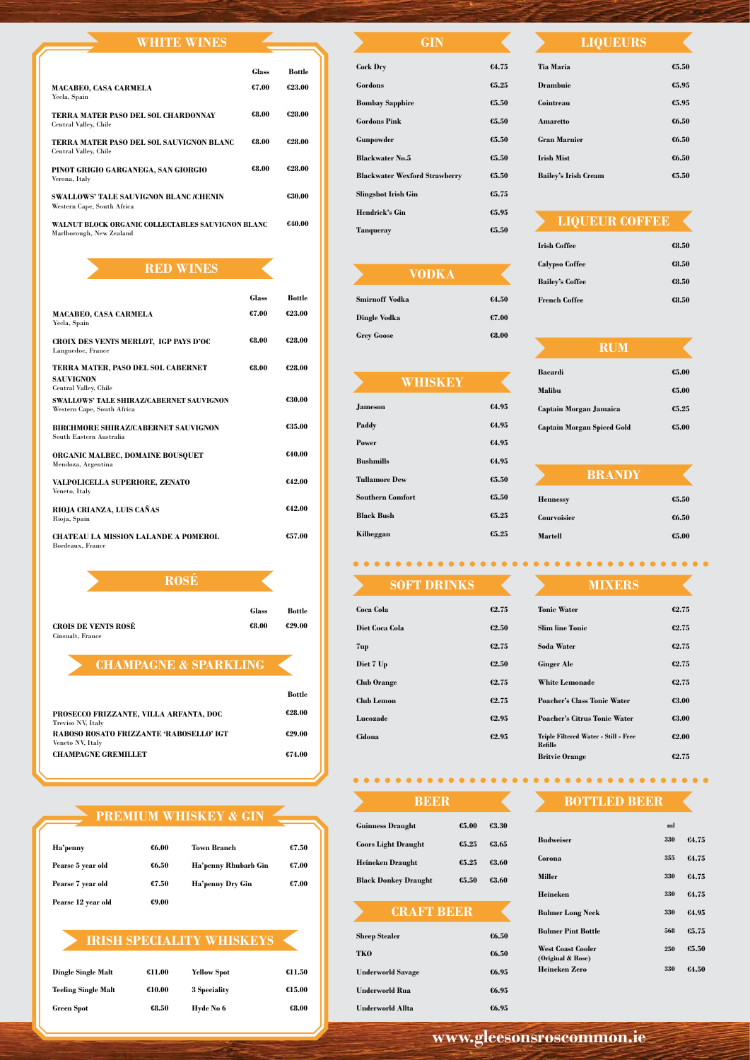## WHITE WINES

| | Glass | Bottle |
|---|---|---|
| **MACABEO, CASA CARMELA**<br>Yecla, Spain | €7.00 | €23.00 |
| **TERRA MATER PASO DEL SOL CHARDONNAY**<br>Central Valley, Chile | €8.00 | €28.00 |
| **TERRA MATER PASO DEL SOL SAUVIGNON BLANC**<br>Central Valley, Chile | €8.00 | €28.00 |
| **PINOT GRIGIO GARGANEGA, SAN GIORGIO**<br>Verona, Italy | €8.00 | €28.00 |
| **SWALLOWS' TALE SAUVIGNON BLANC /CHENIN**<br>Western Cape, South Africa | | €30.00 |
| **WALNUT BLOCK ORGANIC COLLECTABLES SAUVIGNON BLANC**<br>Marlborough, New Zealand | | €40.00 |

## RED WINES

| | Glass | Bottle |
|---|---|---|
| **MACABEO, CASA CARMELA**<br>Yecla, Spain | €7.00 | €23.00 |
| **CROIX DES VENTS MERLOT, IGP PAYS D'OC**<br>Languedoc, France | €8.00 | €28.00 |
| **TERRA MATER, PASO DEL SOL CABERNET SAUVIGNON**<br>Central Valley, Chile | €8.00 | €28.00 |
| **SWALLOWS' TALE SHIRAZ/CABERNET SAUVIGNON**<br>Western Cape, South Africa | | €30.00 |
| **BIRCHMORE SHIRAZ/CABERNET SAUVIGNON**<br>South Eastern Australia | | €35.00 |
| **ORGANIC MALBEC, DOMAINE BOUSQUET**<br>Mendoza, Argentina | | €40.00 |
| **VALPOLICELLA SUPERIORE, ZENATO**<br>Veneto, Italy | | €42.00 |
| **RIOJA CRIANZA, LUIS CAÑAS**<br>Rioja, Spain | | €42.00 |
| **CHATEAU LA MISSION LALANDE A POMEROL**<br>Bordeaux, France | | €57.00 |

## ROSÉ

| | Glass | Bottle |
|---|---|---|
| **CROIS DE VENTS ROSÉ**<br>Cinsualt, France | €8.00 | €29.00 |

## CHAMPAGNE & SPARKLING

| | Bottle |
|---|---|
| **PROSECCO FRIZZANTE, VILLA ARFANTA, DOC**<br>Treviso NV, Italy | €28.00 |
| **RABOSO ROSATO FRIZZANTE 'RABOSELLO' IGT**<br>Veneto NV, Italy | €29.00 |
| **CHAMPAGNE GREMILLET** | €74.00 |

## PREMIUM WHISKEY & GIN

| | | | |
|---|---|---|---|
| Ha'penny | €6.00 | Town Branch | €7.50 |
| Pearse 5 year old | €6.50 | Ha'penny Rhubarb Gin | €7.00 |
| Pearse 7 year old | €7.50 | Ha'penny Dry Gin | €7.00 |
| Pearse 12 year old | €9.00 | | |

## IRISH SPECIALITY WHISKEYS

| | | | |
|---|---|---|---|
| Dingle Single Malt | €11.00 | Yellow Spot | €11.50 |
| Teeling Single Malt | €10.00 | 3 Speciality | €15.00 |
| Green Spot | €8.50 | Hyde No 6 | €8.00 |

## GIN

| | |
|---|---|
| Cork Dry | €4.75 |
| Gordons | €5.25 |
| Bombay Sapphire | €5.50 |
| Gordons Pink | €5.50 |
| Gunpowder | €5.50 |
| Blackwater No.5 | €5.50 |
| Blackwater Wexford Strawberry | €5.50 |
| Slingshot Irish Gin | €5.75 |
| Hendrick's Gin | €5.95 |
| Tanqueray | €5.50 |

## VODKA

| | |
|---|---|
| Smirnoff Vodka | €4.50 |
| Dingle Vodka | €7.00 |
| Grey Goose | €8.00 |

## WHISKEY

| | |
|---|---|
| Jameson | €4.95 |
| Paddy | €4.95 |
| Power | €4.95 |
| Bushmills | €4.95 |
| Tullamore Dew | €5.50 |
| Southern Comfort | €5.50 |
| Black Bush | €5.25 |
| Kilbeggan | €5.25 |

## LIQUEURS

| | |
|---|---|
| Tia Maria | €5.50 |
| Drambuie | €5.95 |
| Cointreau | €5.95 |
| Amaretto | €6.50 |
| Gran Marnier | €6.50 |
| Irish Mist | €6.50 |
| Bailey's Irish Cream | €5.50 |

## LIQUEUR COFFEE

| | |
|---|---|
| Irish Coffee | €8.50 |
| Calypso Coffee | €8.50 |
| Bailey's Coffee | €8.50 |
| French Coffee | €8.50 |

## RUM

| | |
|---|---|
| Bacardi | €5.00 |
| Malibu | €5.00 |
| Captain Morgan Jamaica | €5.25 |
| Captain Morgan Spiced Gold | €5.00 |

## BRANDY

| | |
|---|---|
| Hennessy | €5.50 |
| Courvoisier | €6.50 |
| Martell | €5.00 |

## SOFT DRINKS

| | |
|---|---|
| Coca Cola | €2.75 |
| Diet Coca Cola | €2.50 |
| 7up | €2.75 |
| Diet 7 Up | €2.50 |
| Club Orange | €2.75 |
| Club Lemon | €2.75 |
| Lucozade | €2.95 |
| Cidona | €2.95 |

## MIXERS

| | |
|---|---|
| Tonic Water | €2.75 |
| Slim line Tonic | €2.75 |
| Soda Water | €2.75 |
| Ginger Ale | €2.75 |
| White Lemonade | €2.75 |
| Poacher's Class Tonic Water | €3.00 |
| Poacher's Citrus Tonic Water | €3.00 |
| Triple Filtered Water - Still - Free Refills | €2.00 |
| Britvic Orange | €2.75 |

## BEER

| | | |
|---|---|---|
| Guinness Draught | €5.00 | €3.30 |
| Coors Light Draught | €5.25 | €3.65 |
| Heineken Draught | €5.25 | €3.60 |
| Black Donkey Draught | €5.50 | €3.60 |

## CRAFT BEER

| | |
|---|---|
| Sheep Stealer | €6.50 |
| TKO | €6.50 |
| Underworld Savage | €6.95 |
| Underworld Rua | €6.95 |
| Underworld Allta | €6.95 |

## BOTTLED BEER

| | ml | |
|---|---|---|
| Budweiser | 330 | €4.75 |
| Corona | 355 | €4.75 |
| Miller | 330 | €4.75 |
| Heineken | 330 | €4.75 |
| Bulmer Long Neck | 330 | €4.95 |
| Bulmer Pint Bottle | 568 | €5.75 |
| West Coast Cooler (Original & Rose) | 250 | €5.50 |
| Heineken Zero | 330 | €4.50 |

www.gleesonsroscommon.ie